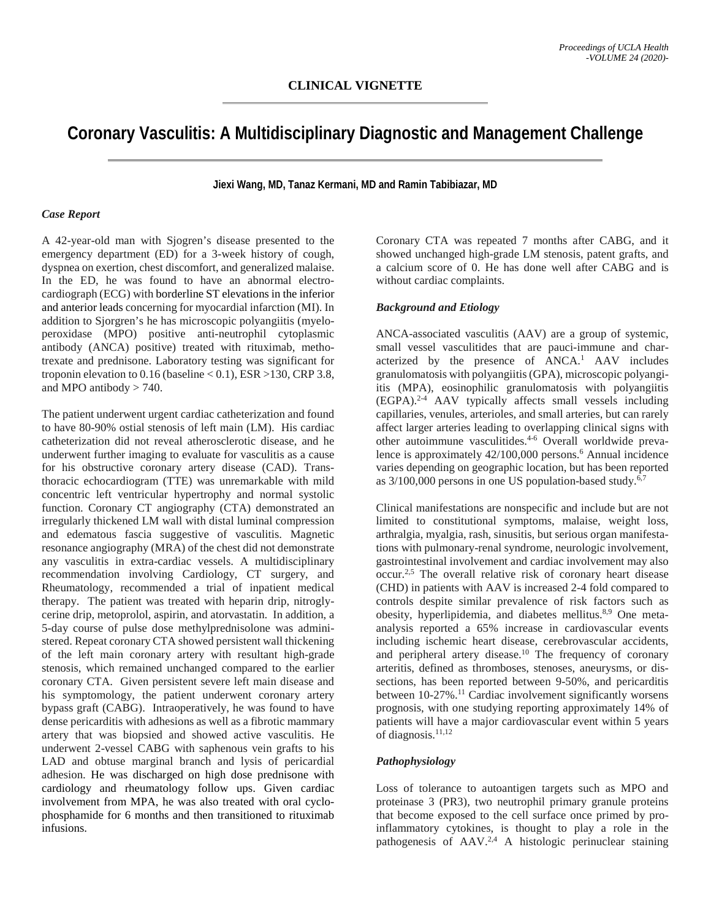**CLINICAL VIGNETTE**

# Coronary Vasculitis: A Multidisciplinary Diagnostic and Management Challenge

**Jiexi Wang, MD, Tanaz Kermani, MD and Ramin Tabibiazar, MD**

### *Case Report*

A 42-year-old man with Sjogren's disease presented to the emergency department (ED) for a 3-week history of cough, dyspnea on exertion, chest discomfort, and generalized malaise. In the ED, he was found to have an abnormal electrocardiograph (ECG) with borderline ST elevations in the inferior and anterior leads concerning for myocardial infarction (MI). In addition to Sjorgren's he has microscopic polyangiitis (myeloperoxidase (MPO) positive anti-neutrophil cytoplasmic antibody (ANCA) positive) treated with rituximab, methotrexate and prednisone. Laboratory testing was significant for troponin elevation to 0.16 (baseline < 0.1), ESR >130, CRP 3.8, and MPO antibody > 740.

The patient underwent urgent cardiac catheterization and found to have 80-90% ostial stenosis of left main (LM). His cardiac catheterization did not reveal atherosclerotic disease, and he underwent further imaging to evaluate for vasculitis as a cause for his obstructive coronary artery disease (CAD). Transthoracic echocardiogram (TTE) was unremarkable with mild concentric left ventricular hypertrophy and normal systolic function. Coronary CT angiography (CTA) demonstrated an irregularly thickened LM wall with distal luminal compression and edematous fascia suggestive of vasculitis. Magnetic resonance angiography (MRA) of the chest did not demonstrate any vasculitis in extra-cardiac vessels. A multidisciplinary recommendation involving Cardiology, CT surgery, and Rheumatology, recommended a trial of inpatient medical therapy. The patient was treated with heparin drip, nitroglycerine drip, metoprolol, aspirin, and atorvastatin. In addition, a 5-day course of pulse dose methylprednisolone was administered. Repeat coronary CTA showed persistent wall thickening of the left main coronary artery with resultant high-grade stenosis, which remained unchanged compared to the earlier coronary CTA. Given persistent severe left main disease and his symptomology, the patient underwent coronary artery bypass graft (CABG). Intraoperatively, he was found to have dense pericarditis with adhesions as well as a fibrotic mammary artery that was biopsied and showed active vasculitis. He underwent 2-vessel CABG with saphenous vein grafts to his LAD and obtuse marginal branch and lysis of pericardial adhesion. He was discharged on high dose prednisone with cardiology and rheumatology follow ups. Given cardiac involvement from MPA, he was also treated with oral cyclophosphamide for 6 months and then transitioned to rituximab infusions.

Coronary CTA was repeated 7 months after CABG, and it showed unchanged high-grade LM stenosis, patent grafts, and a calcium score of 0. He has done well after CABG and is without cardiac complaints.

### *Background and Etiology*

ANCA-associated vasculitis (AAV) are a group of systemic, small vessel vasculitides that are pauci-immune and characterized by the presence of ANCA.[1] AAV includes granulomatosis with polyangiitis (GPA), microscopic polyangiitis (MPA), eosinophilic granulomatosis with polyangiitis (EGPA).[2-4] AAV typically affects small vessels including capillaries, venules, arterioles, and small arteries, but can rarely affect larger arteries leading to overlapping clinical signs with other autoimmune vasculitides.[4-6] Overall worldwide prevalence is approximately 42/100,000 persons.[6] Annual incidence varies depending on geographic location, but has been reported as 3/100,000 persons in one US population-based study.[6,7]

Clinical manifestations are nonspecific and include but are not limited to constitutional symptoms, malaise, weight loss, arthralgia, myalgia, rash, sinusitis, but serious organ manifestations with pulmonary-renal syndrome, neurologic involvement, gastrointestinal involvement and cardiac involvement may also occur.[2,5] The overall relative risk of coronary heart disease (CHD) in patients with AAV is increased 2-4 fold compared to controls despite similar prevalence of risk factors such as obesity, hyperlipidemia, and diabetes mellitus.[8,9] One meta-analysis reported a 65% increase in cardiovascular events including ischemic heart disease, cerebrovascular accidents, and peripheral artery disease.[10] The frequency of coronary arteritis, defined as thromboses, stenoses, aneurysms, or dissections, has been reported between 9-50%, and pericarditis between 10-27%.[11] Cardiac involvement significantly worsens prognosis, with one studying reporting approximately 14% of patients will have a major cardiovascular event within 5 years of diagnosis.[11,12]

### *Pathophysiology*

Loss of tolerance to autoantigen targets such as MPO and proteinase 3 (PR3), two neutrophil primary granule proteins that become exposed to the cell surface once primed by pro-inflammatory cytokines, is thought to play a role in the pathogenesis of AAV.[2,4] A histologic perinuclear staining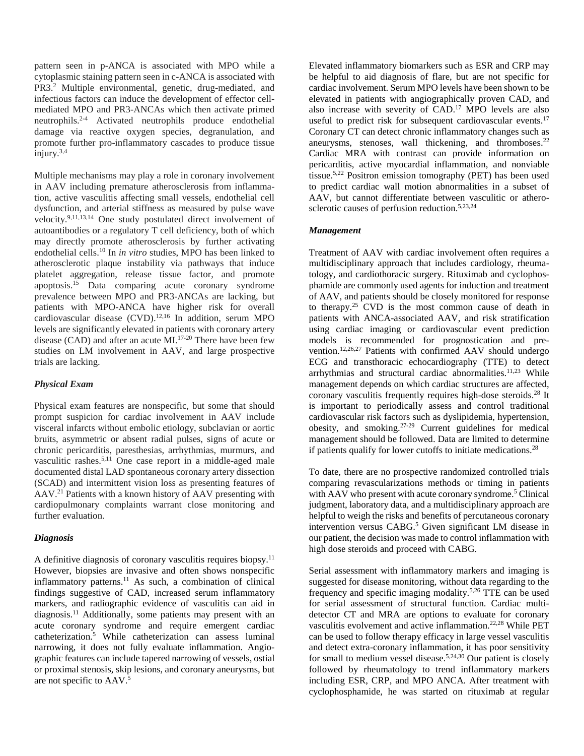pattern seen in p-ANCA is associated with MPO while a cytoplasmic staining pattern seen in c-ANCA is associated with PR3.[2] Multiple environmental, genetic, drug-mediated, and infectious factors can induce the development of effector cell-mediated MPO and PR3-ANCAs which then activate primed neutrophils.[2-4] Activated neutrophils produce endothelial damage via reactive oxygen species, degranulation, and promote further pro-inflammatory cascades to produce tissue injury.[3,4]

Multiple mechanisms may play a role in coronary involvement in AAV including premature atherosclerosis from inflammation, active vasculitis affecting small vessels, endothelial cell dysfunction, and arterial stiffness as measured by pulse wave velocity.[9,11,13,14] One study postulated direct involvement of autoantibodies or a regulatory T cell deficiency, both of which may directly promote atherosclerosis by further activating endothelial cells.[10] In *in vitro* studies, MPO has been linked to atherosclerotic plaque instability via pathways that induce platelet aggregation, release tissue factor, and promote apoptosis.[15] Data comparing acute coronary syndrome prevalence between MPO and PR3-ANCAs are lacking, but patients with MPO-ANCA have higher risk for overall cardiovascular disease (CVD).[12,16] In addition, serum MPO levels are significantly elevated in patients with coronary artery disease (CAD) and after an acute MI.[17-20] There have been few studies on LM involvement in AAV, and large prospective trials are lacking.

### *Physical Exam*

Physical exam features are nonspecific, but some that should prompt suspicion for cardiac involvement in AAV include visceral infarcts without embolic etiology, subclavian or aortic bruits, asymmetric or absent radial pulses, signs of acute or chronic pericarditis, paresthesias, arrhythmias, murmurs, and vasculitic rashes.[5,11] One case report in a middle-aged male documented distal LAD spontaneous coronary artery dissection (SCAD) and intermittent vision loss as presenting features of AAV.[21] Patients with a known history of AAV presenting with cardiopulmonary complaints warrant close monitoring and further evaluation.

### *Diagnosis*

A definitive diagnosis of coronary vasculitis requires biopsy.[11] However, biopsies are invasive and often shows nonspecific inflammatory patterns.[11] As such, a combination of clinical findings suggestive of CAD, increased serum inflammatory markers, and radiographic evidence of vasculitis can aid in diagnosis.[11] Additionally, some patients may present with an acute coronary syndrome and require emergent cardiac catheterization.[5] While catheterization can assess luminal narrowing, it does not fully evaluate inflammation. Angiographic features can include tapered narrowing of vessels, ostial or proximal stenosis, skip lesions, and coronary aneurysms, but are not specific to AAV.[5]

Elevated inflammatory biomarkers such as ESR and CRP may be helpful to aid diagnosis of flare, but are not specific for cardiac involvement. Serum MPO levels have been shown to be elevated in patients with angiographically proven CAD, and also increase with severity of CAD.[17] MPO levels are also useful to predict risk for subsequent cardiovascular events.[17] Coronary CT can detect chronic inflammatory changes such as aneurysms, stenoses, wall thickening, and thromboses.[22] Cardiac MRA with contrast can provide information on pericarditis, active myocardial inflammation, and nonviable tissue.[5,22] Positron emission tomography (PET) has been used to predict cardiac wall motion abnormalities in a subset of AAV, but cannot differentiate between vasculitic or atherosclerotic causes of perfusion reduction.[5,23,24]

### *Management*

Treatment of AAV with cardiac involvement often requires a multidisciplinary approach that includes cardiology, rheumatology, and cardiothoracic surgery. Rituximab and cyclophosphamide are commonly used agents for induction and treatment of AAV, and patients should be closely monitored for response to therapy.[25] CVD is the most common cause of death in patients with ANCA-associated AAV, and risk stratification using cardiac imaging or cardiovascular event prediction models is recommended for prognostication and prevention.[12,26,27] Patients with confirmed AAV should undergo ECG and transthoracic echocardiography (TTE) to detect arrhythmias and structural cardiac abnormalities.[11,23] While management depends on which cardiac structures are affected, coronary vasculitis frequently requires high-dose steroids.[28] It is important to periodically assess and control traditional cardiovascular risk factors such as dyslipidemia, hypertension, obesity, and smoking.[27-29] Current guidelines for medical management should be followed. Data are limited to determine if patients qualify for lower cutoffs to initiate medications.[28]

To date, there are no prospective randomized controlled trials comparing revascularizations methods or timing in patients with AAV who present with acute coronary syndrome.[5] Clinical judgment, laboratory data, and a multidisciplinary approach are helpful to weigh the risks and benefits of percutaneous coronary intervention versus CABG.[5] Given significant LM disease in our patient, the decision was made to control inflammation with high dose steroids and proceed with CABG.

Serial assessment with inflammatory markers and imaging is suggested for disease monitoring, without data regarding to the frequency and specific imaging modality.[5,26] TTE can be used for serial assessment of structural function. Cardiac multi-detector CT and MRA are options to evaluate for coronary vasculitis evolvement and active inflammation.[22,28] While PET can be used to follow therapy efficacy in large vessel vasculitis and detect extra-coronary inflammation, it has poor sensitivity for small to medium vessel disease.[5,24,30] Our patient is closely followed by rheumatology to trend inflammatory markers including ESR, CRP, and MPO ANCA. After treatment with cyclophosphamide, he was started on rituximab at regular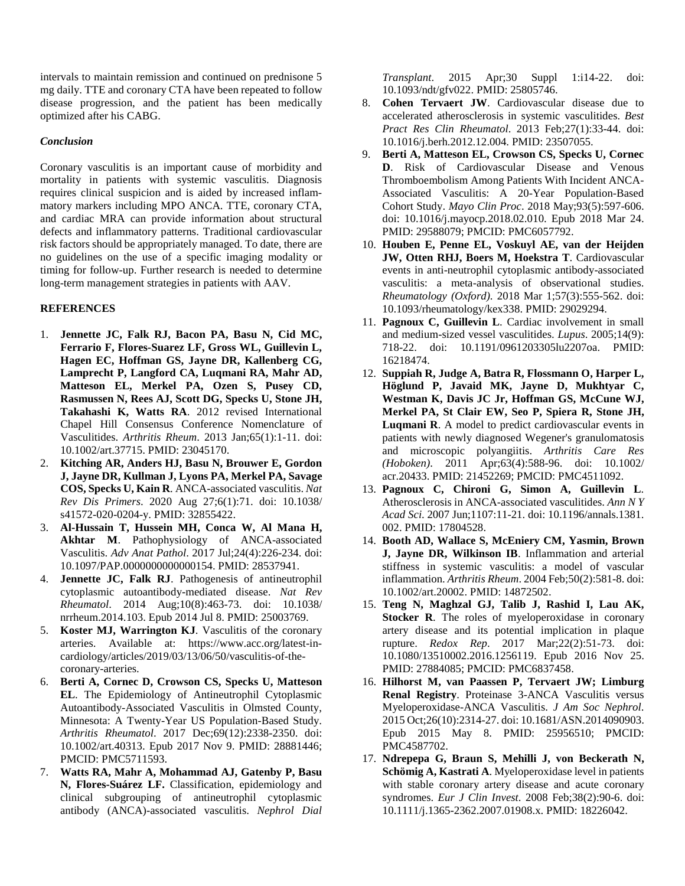intervals to maintain remission and continued on prednisone 5 mg daily. TTE and coronary CTA have been repeated to follow disease progression, and the patient has been medically optimized after his CABG.

### *Conclusion*

Coronary vasculitis is an important cause of morbidity and mortality in patients with systemic vasculitis. Diagnosis requires clinical suspicion and is aided by increased inflammatory markers including MPO ANCA. TTE, coronary CTA, and cardiac MRA can provide information about structural defects and inflammatory patterns. Traditional cardiovascular risk factors should be appropriately managed. To date, there are no guidelines on the use of a specific imaging modality or timing for follow-up. Further research is needed to determine long-term management strategies in patients with AAV.

## REFERENCES

1. **Jennette JC, Falk RJ, Bacon PA, Basu N, Cid MC, Ferrario F, Flores-Suarez LF, Gross WL, Guillevin L, Hagen EC, Hoffman GS, Jayne DR, Kallenberg CG, Lamprecht P, Langford CA, Luqmani RA, Mahr AD, Matteson EL, Merkel PA, Ozen S, Pusey CD, Rasmussen N, Rees AJ, Scott DG, Specks U, Stone JH, Takahashi K, Watts RA**. 2012 revised International Chapel Hill Consensus Conference Nomenclature of Vasculitides. *Arthritis Rheum*. 2013 Jan;65(1):1-11. doi: 10.1002/art.37715. PMID: 23045170.
2. **Kitching AR, Anders HJ, Basu N, Brouwer E, Gordon J, Jayne DR, Kullman J, Lyons PA, Merkel PA, Savage COS, Specks U, Kain R**. ANCA-associated vasculitis. *Nat Rev Dis Primers*. 2020 Aug 27;6(1):71. doi: 10.1038/s41572-020-0204-y. PMID: 32855422.
3. **Al-Hussain T, Hussein MH, Conca W, Al Mana H, Akhtar M**. Pathophysiology of ANCA-associated Vasculitis. *Adv Anat Pathol*. 2017 Jul;24(4):226-234. doi: 10.1097/PAP.0000000000000154. PMID: 28537941.
4. **Jennette JC, Falk RJ**. Pathogenesis of antineutrophil cytoplasmic autoantibody-mediated disease. *Nat Rev Rheumatol*. 2014 Aug;10(8):463-73. doi: 10.1038/nrrheum.2014.103. Epub 2014 Jul 8. PMID: 25003769.
5. **Koster MJ, Warrington KJ**. Vasculitis of the coronary arteries. Available at: https://www.acc.org/latest-in-cardiology/articles/2019/03/13/06/50/vasculitis-of-the-coronary-arteries.
6. **Berti A, Cornec D, Crowson CS, Specks U, Matteson EL**. The Epidemiology of Antineutrophil Cytoplasmic Autoantibody-Associated Vasculitis in Olmsted County, Minnesota: A Twenty-Year US Population-Based Study. *Arthritis Rheumatol*. 2017 Dec;69(12):2338-2350. doi: 10.1002/art.40313. Epub 2017 Nov 9. PMID: 28881446; PMCID: PMC5711593.
7. **Watts RA, Mahr A, Mohammad AJ, Gatenby P, Basu N, Flores-Suárez LF.** Classification, epidemiology and clinical subgrouping of antineutrophil cytoplasmic antibody (ANCA)-associated vasculitis. *Nephrol Dial Transplant*. 2015 Apr;30 Suppl 1:i14-22. doi: 10.1093/ndt/gfv022. PMID: 25805746.
8. **Cohen Tervaert JW**. Cardiovascular disease due to accelerated atherosclerosis in systemic vasculitides. *Best Pract Res Clin Rheumatol*. 2013 Feb;27(1):33-44. doi: 10.1016/j.berh.2012.12.004. PMID: 23507055.
9. **Berti A, Matteson EL, Crowson CS, Specks U, Cornec D**. Risk of Cardiovascular Disease and Venous Thromboembolism Among Patients With Incident ANCA-Associated Vasculitis: A 20-Year Population-Based Cohort Study. *Mayo Clin Proc*. 2018 May;93(5):597-606. doi: 10.1016/j.mayocp.2018.02.010. Epub 2018 Mar 24. PMID: 29588079; PMCID: PMC6057792.
10. **Houben E, Penne EL, Voskuyl AE, van der Heijden JW, Otten RHJ, Boers M, Hoekstra T**. Cardiovascular events in anti-neutrophil cytoplasmic antibody-associated vasculitis: a meta-analysis of observational studies. *Rheumatology (Oxford)*. 2018 Mar 1;57(3):555-562. doi: 10.1093/rheumatology/kex338. PMID: 29029294.
11. **Pagnoux C, Guillevin L**. Cardiac involvement in small and medium-sized vessel vasculitides. *Lupus*. 2005;14(9):718-22. doi: 10.1191/0961203305lu2207oa. PMID: 16218474.
12. **Suppiah R, Judge A, Batra R, Flossmann O, Harper L, Höglund P, Javaid MK, Jayne D, Mukhtyar C, Westman K, Davis JC Jr, Hoffman GS, McCune WJ, Merkel PA, St Clair EW, Seo P, Spiera R, Stone JH, Luqmani R**. A model to predict cardiovascular events in patients with newly diagnosed Wegener's granulomatosis and microscopic polyangiitis. *Arthritis Care Res (Hoboken)*. 2011 Apr;63(4):588-96. doi: 10.1002/acr.20433. PMID: 21452269; PMCID: PMC4511092.
13. **Pagnoux C, Chironi G, Simon A, Guillevin L**. Atherosclerosis in ANCA-associated vasculitides. *Ann N Y Acad Sci*. 2007 Jun;1107:11-21. doi: 10.1196/annals.1381.002. PMID: 17804528.
14. **Booth AD, Wallace S, McEniery CM, Yasmin, Brown J, Jayne DR, Wilkinson IB**. Inflammation and arterial stiffness in systemic vasculitis: a model of vascular inflammation. *Arthritis Rheum*. 2004 Feb;50(2):581-8. doi: 10.1002/art.20002. PMID: 14872502.
15. **Teng N, Maghzal GJ, Talib J, Rashid I, Lau AK, Stocker R**. The roles of myeloperoxidase in coronary artery disease and its potential implication in plaque rupture. *Redox Rep*. 2017 Mar;22(2):51-73. doi: 10.1080/13510002.2016.1256119. Epub 2016 Nov 25. PMID: 27884085; PMCID: PMC6837458.
16. **Hilhorst M, van Paassen P, Tervaert JW; Limburg Renal Registry**. Proteinase 3-ANCA Vasculitis versus Myeloperoxidase-ANCA Vasculitis. *J Am Soc Nephrol*. 2015 Oct;26(10):2314-27. doi: 10.1681/ASN.2014090903. Epub 2015 May 8. PMID: 25956510; PMCID: PMC4587702.
17. **Ndrepepa G, Braun S, Mehilli J, von Beckerath N, Schömig A, Kastrati A**. Myeloperoxidase level in patients with stable coronary artery disease and acute coronary syndromes. *Eur J Clin Invest*. 2008 Feb;38(2):90-6. doi: 10.1111/j.1365-2362.2007.01908.x. PMID: 18226042.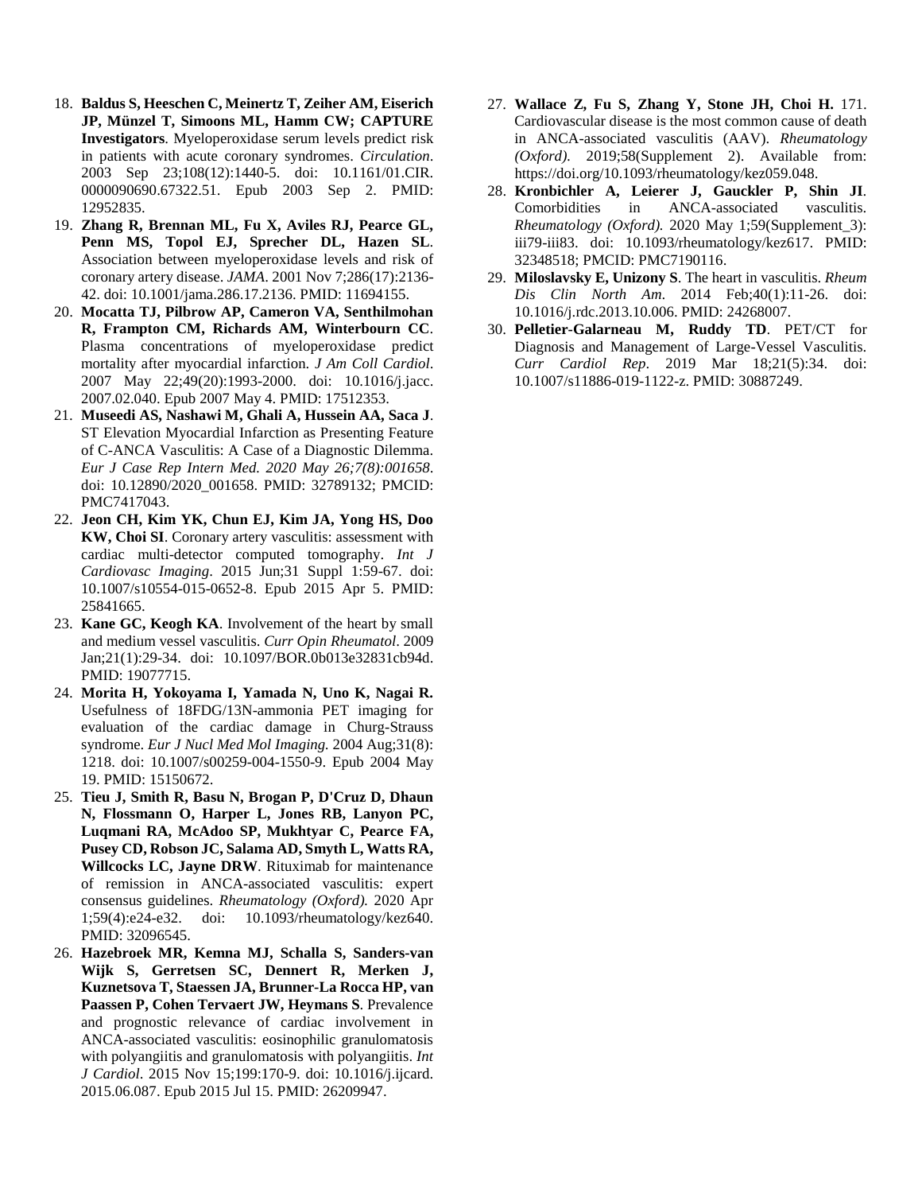18. **Baldus S, Heeschen C, Meinertz T, Zeiher AM, Eiserich JP, Münzel T, Simoons ML, Hamm CW; CAPTURE Investigators**. Myeloperoxidase serum levels predict risk in patients with acute coronary syndromes. *Circulation*. 2003 Sep 23;108(12):1440-5. doi: 10.1161/01.CIR.0000090690.67322.51. Epub 2003 Sep 2. PMID: 12952835.
19. **Zhang R, Brennan ML, Fu X, Aviles RJ, Pearce GL, Penn MS, Topol EJ, Sprecher DL, Hazen SL**. Association between myeloperoxidase levels and risk of coronary artery disease. *JAMA*. 2001 Nov 7;286(17):2136-42. doi: 10.1001/jama.286.17.2136. PMID: 11694155.
20. **Mocatta TJ, Pilbrow AP, Cameron VA, Senthilmohan R, Frampton CM, Richards AM, Winterbourn CC**. Plasma concentrations of myeloperoxidase predict mortality after myocardial infarction. *J Am Coll Cardiol*. 2007 May 22;49(20):1993-2000. doi: 10.1016/j.jacc.2007.02.040. Epub 2007 May 4. PMID: 17512353.
21. **Museedi AS, Nashawi M, Ghali A, Hussein AA, Saca J**. ST Elevation Myocardial Infarction as Presenting Feature of C-ANCA Vasculitis: A Case of a Diagnostic Dilemma. *Eur J Case Rep Intern Med. 2020 May 26;7(8):001658*. doi: 10.12890/2020_001658. PMID: 32789132; PMCID: PMC7417043.
22. **Jeon CH, Kim YK, Chun EJ, Kim JA, Yong HS, Doo KW, Choi SI**. Coronary artery vasculitis: assessment with cardiac multi-detector computed tomography. *Int J Cardiovasc Imaging*. 2015 Jun;31 Suppl 1:59-67. doi: 10.1007/s10554-015-0652-8. Epub 2015 Apr 5. PMID: 25841665.
23. **Kane GC, Keogh KA**. Involvement of the heart by small and medium vessel vasculitis. *Curr Opin Rheumatol*. 2009 Jan;21(1):29-34. doi: 10.1097/BOR.0b013e32831cb94d. PMID: 19077715.
24. **Morita H, Yokoyama I, Yamada N, Uno K, Nagai R.** Usefulness of 18FDG/13N-ammonia PET imaging for evaluation of the cardiac damage in Churg-Strauss syndrome. *Eur J Nucl Med Mol Imaging.* 2004 Aug;31(8):1218. doi: 10.1007/s00259-004-1550-9. Epub 2004 May 19. PMID: 15150672.
25. **Tieu J, Smith R, Basu N, Brogan P, D'Cruz D, Dhaun N, Flossmann O, Harper L, Jones RB, Lanyon PC, Luqmani RA, McAdoo SP, Mukhtyar C, Pearce FA, Pusey CD, Robson JC, Salama AD, Smyth L, Watts RA, Willcocks LC, Jayne DRW**. Rituximab for maintenance of remission in ANCA-associated vasculitis: expert consensus guidelines. *Rheumatology (Oxford).* 2020 Apr 1;59(4):e24-e32. doi: 10.1093/rheumatology/kez640. PMID: 32096545.
26. **Hazebroek MR, Kemna MJ, Schalla S, Sanders-van Wijk S, Gerretsen SC, Dennert R, Merken J, Kuznetsova T, Staessen JA, Brunner-La Rocca HP, van Paassen P, Cohen Tervaert JW, Heymans S**. Prevalence and prognostic relevance of cardiac involvement in ANCA-associated vasculitis: eosinophilic granulomatosis with polyangiitis and granulomatosis with polyangiitis. *Int J Cardiol*. 2015 Nov 15;199:170-9. doi: 10.1016/j.ijcard.2015.06.087. Epub 2015 Jul 15. PMID: 26209947.
27. **Wallace Z, Fu S, Zhang Y, Stone JH, Choi H.** 171. Cardiovascular disease is the most common cause of death in ANCA-associated vasculitis (AAV). *Rheumatology (Oxford).* 2019;58(Supplement 2). Available from: https://doi.org/10.1093/rheumatology/kez059.048.
28. **Kronbichler A, Leierer J, Gauckler P, Shin JI**. Comorbidities in ANCA-associated vasculitis. *Rheumatology (Oxford).* 2020 May 1;59(Supplement_3): iii79-iii83. doi: 10.1093/rheumatology/kez617. PMID: 32348518; PMCID: PMC7190116.
29. **Miloslavsky E, Unizony S**. The heart in vasculitis. *Rheum Dis Clin North Am*. 2014 Feb;40(1):11-26. doi: 10.1016/j.rdc.2013.10.006. PMID: 24268007.
30. **Pelletier-Galarneau M, Ruddy TD**. PET/CT for Diagnosis and Management of Large-Vessel Vasculitis. *Curr Cardiol Rep*. 2019 Mar 18;21(5):34. doi: 10.1007/s11886-019-1122-z. PMID: 30887249.